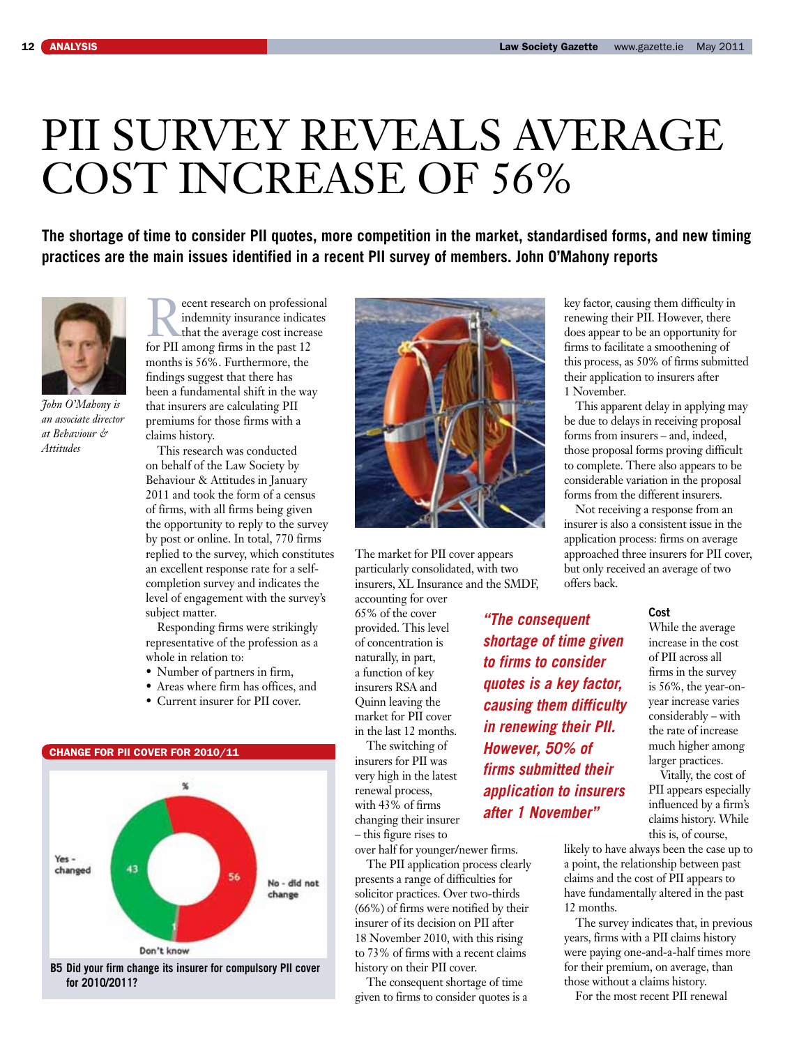# PII SURVEY REVEALS AVERAGE COST INCREASE OF 56%

**The shortage of time to consider PII quotes, more competition in the market, standardised forms, and new timing practices are the main issues identified in a recent PII survey of members. John O'Mahony reports**

*John O'Mahony is an associate director at Behaviour & Attitudes*

Recent research on professional indemnity insurance indicates that the average cost increase for PII among firms in the past 12 months is 56%. Furthermore, the findings suggest that there has been a fundamental shift in the way that insurers are calculating PII premiums for those firms with a claims history.

This research was conducted on behalf of the Law Society by Behaviour & Attitudes in January 2011 and took the form of a census of firms, with all firms being given the opportunity to reply to the survey by post or online. In total, 770 firms replied to the survey, which constitutes an excellent response rate for a self-completion survey and indicates the level of engagement with the survey's subject matter.

Responding firms were strikingly representative of the profession as a whole in relation to:

- Number of partners in firm,
- Areas where firm has offices, and
- Current insurer for PII cover.

**CHANGE FOR PII COVER FOR 2010/11**

| % | |
|---|---|
| Yes - changed | 43 |
| No - did not change | 56 |
| Don't know | 1 |

**B5 Did your firm change its insurer for compulsory PII cover for 2010/2011?**

The market for PII cover appears particularly consolidated, with two insurers, XL Insurance and the SMDF, accounting for over 65% of the cover provided. This level of concentration is naturally, in part, a function of key insurers RSA and Quinn leaving the market for PII cover in the last 12 months.

The switching of insurers for PII was very high in the latest renewal process, with 43% of firms changing their insurer – this figure rises to over half for younger/newer firms.

The PII application process clearly presents a range of difficulties for solicitor practices. Over two-thirds (66%) of firms were notified by their insurer of its decision on PII after 18 November 2010, with this rising to 73% of firms with a recent claims history on their PII cover.

The consequent shortage of time given to firms to consider quotes is a key factor, causing them difficulty in renewing their PII. However, there does appear to be an opportunity for firms to facilitate a smoothening of this process, as 50% of firms submitted their application to insurers after 1 November.

> *"The consequent shortage of time given to firms to consider quotes is a key factor, causing them difficulty in renewing their PII. However, 50% of firms submitted their application to insurers after 1 November"*

This apparent delay in applying may be due to delays in receiving proposal forms from insurers – and, indeed, those proposal forms proving difficult to complete. There also appears to be considerable variation in the proposal forms from the different insurers.

Not receiving a response from an insurer is also a consistent issue in the application process: firms on average approached three insurers for PII cover, but only received an average of two offers back.

### Cost

While the average increase in the cost of PII across all firms in the survey is 56%, the year-on-year increase varies considerably – with the rate of increase much higher among larger practices.

Vitally, the cost of PII appears especially influenced by a firm's claims history. While this is, of course, likely to have always been the case up to a point, the relationship between past claims and the cost of PII appears to have fundamentally altered in the past 12 months.

The survey indicates that, in previous years, firms with a PII claims history were paying one-and-a-half times more for their premium, on average, than those without a claims history.

For the most recent PII renewal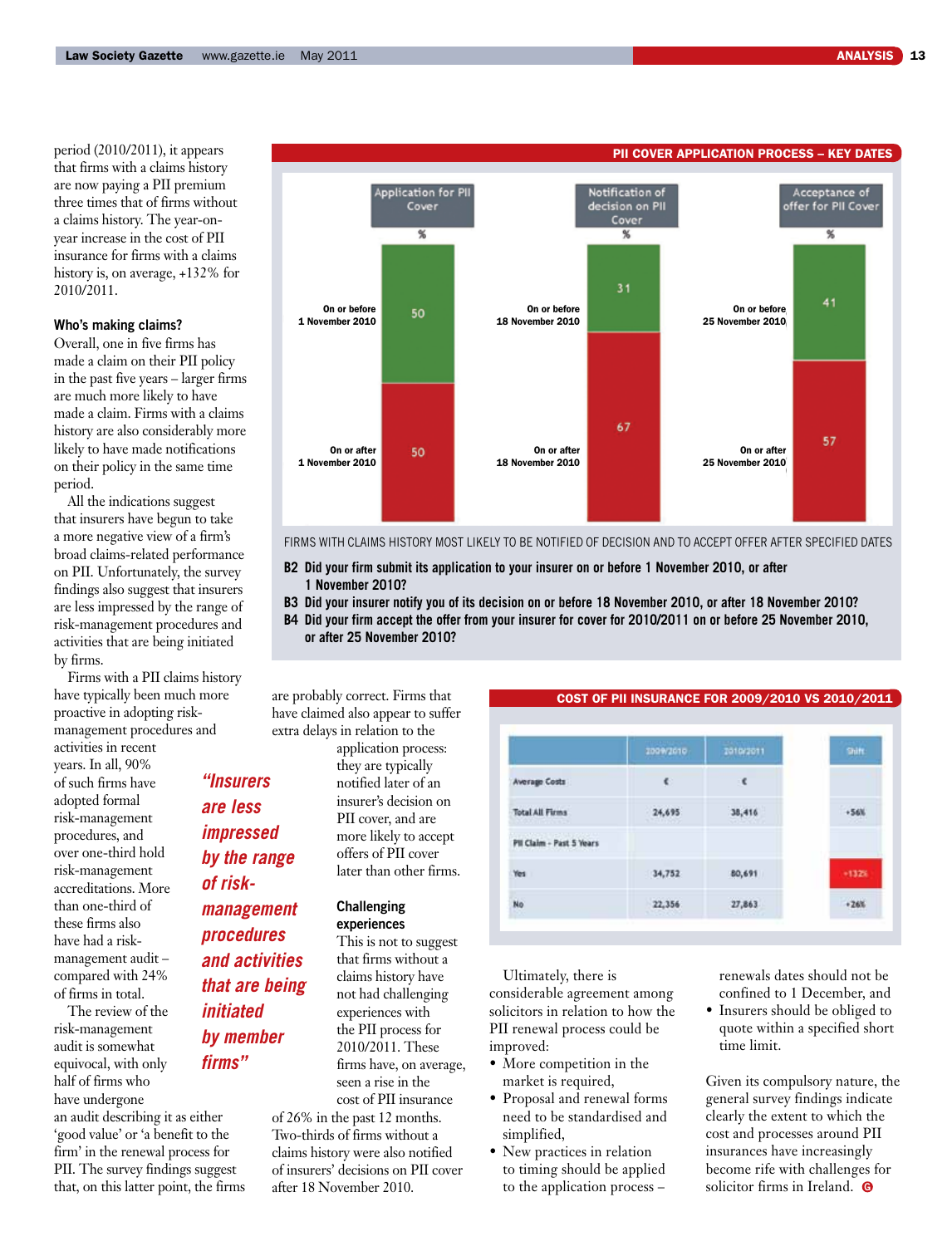period (2010/2011), it appears that firms with a claims history are now paying a PII premium three times that of firms without a claims history. The year-on-year increase in the cost of PII insurance for firms with a claims history is, on average, +132% for 2010/2011.

### Who's making claims?

Overall, one in five firms has made a claim on their PII policy in the past five years – larger firms are much more likely to have made a claim. Firms with a claims history are also considerably more likely to have made notifications on their policy in the same time period.

All the indications suggest that insurers have begun to take a more negative view of a firm's broad claims-related performance on PII. Unfortunately, the survey findings also suggest that insurers are less impressed by the range of risk-management procedures and activities that are being initiated by firms.

Firms with a PII claims history have typically been much more proactive in adopting risk-management procedures and activities in recent years. In all, 90% of such firms have adopted formal risk-management procedures, and over one-third hold risk-management accreditations. More than one-third of these firms also have had a risk-management audit – compared with 24% of firms in total.

The review of the risk-management audit is somewhat equivocal, with only half of firms who have undergone an audit describing it as either 'good value' or 'a benefit to the firm' in the renewal process for PII. The survey findings suggest that, on this latter point, the firms are probably correct. Firms that have claimed also appear to suffer extra delays in relation to the application process: they are typically notified later of an insurer's decision on PII cover, and are more likely to accept offers of PII cover later than other firms.

> *"Insurers are less impressed by the range of risk-management procedures and activities that are being initiated by member firms"*

### Challenging experiences

This is not to suggest that firms without a claims history have not had challenging experiences with the PII process for 2010/2011. These firms have, on average, seen a rise in the cost of PII insurance of 26% in the past 12 months. Two-thirds of firms without a claims history were also notified of insurers' decisions on PII cover after 18 November 2010.

**PII COVER APPLICATION PROCESS – KEY DATES**

Application for PII Cover
%
On or before 1 November 2010: 50
On or after 1 November 2010: 50

Notification of decision on PII Cover
%
On or before 18 November 2010: 31
On or after 18 November 2010: 67

Acceptance of offer for PII Cover
%
On or before 25 November 2010: 41
On or after 25 November 2010: 57

FIRMS WITH CLAIMS HISTORY MOST LIKELY TO BE NOTIFIED OF DECISION AND TO ACCEPT OFFER AFTER SPECIFIED DATES

**B2 Did your firm submit its application to your insurer on or before 1 November 2010, or after 1 November 2010?**
**B3 Did your insurer notify you of its decision on or before 18 November 2010, or after 18 November 2010?**
**B4 Did your firm accept the offer from your insurer for cover for 2010/2011 on or before 25 November 2010, or after 25 November 2010?**

**COST OF PII INSURANCE FOR 2009/2010 VS 2010/2011**

| | 2009/2010 | 2010/2011 | Shift |
|---|---|---|---|
| Average Costs | € | € | |
| Total All Firms | 24,695 | 38,416 | +56% |
| PII Claim – Past 5 Years | | | |
| Yes | 34,752 | 80,691 | +132% |
| No | 22,356 | 27,863 | +26% |

Ultimately, there is considerable agreement among solicitors in relation to how the PII renewal process could be improved:

- More competition in the market is required,
- Proposal and renewal forms need to be standardised and simplified,
- New practices in relation to timing should be applied to the application process – renewals dates should not be confined to 1 December, and
- Insurers should be obliged to quote within a specified short time limit.

Given its compulsory nature, the general survey findings indicate clearly the extent to which the cost and processes around PII insurances have increasingly become rife with challenges for solicitor firms in Ireland.